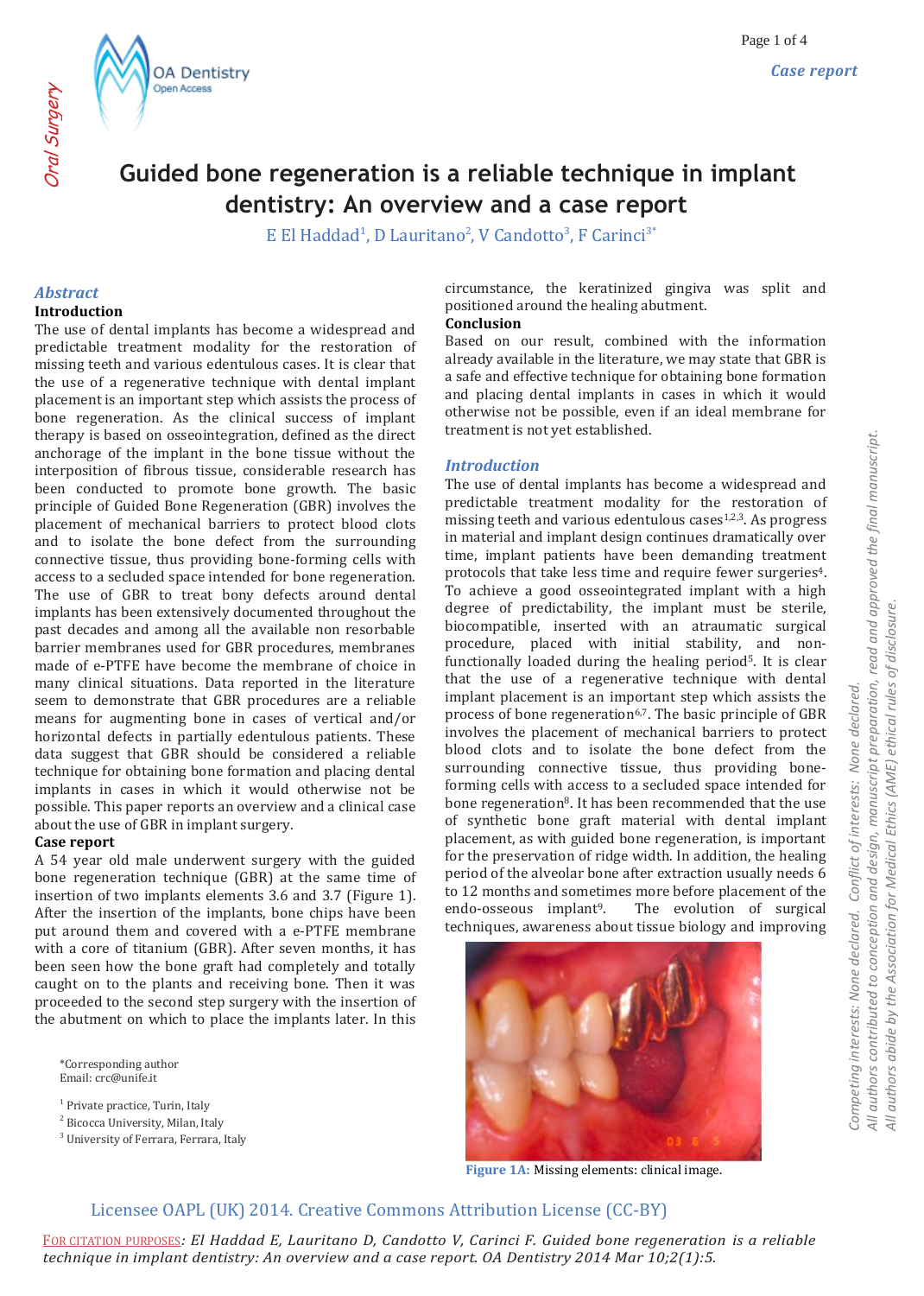# Guided bone regeneration is a reliable technique in implant dentistry: An overview and a case report

E El Haddad[1], D Lauritano[2], V Candotto[3], F Carinci[3*]

## Abstract

### Introduction

The use of dental implants has become a widespread and predictable treatment modality for the restoration of missing teeth and various edentulous cases. It is clear that the use of a regenerative technique with dental implant placement is an important step which assists the process of bone regeneration. As the clinical success of implant therapy is based on osseointegration, defined as the direct anchorage of the implant in the bone tissue without the interposition of fibrous tissue, considerable research has been conducted to promote bone growth. The basic principle of Guided Bone Regeneration (GBR) involves the placement of mechanical barriers to protect blood clots and to isolate the bone defect from the surrounding connective tissue, thus providing bone-forming cells with access to a secluded space intended for bone regeneration. The use of GBR to treat bony defects around dental implants has been extensively documented throughout the past decades and among all the available non resorbable barrier membranes used for GBR procedures, membranes made of e-PTFE have become the membrane of choice in many clinical situations. Data reported in the literature seem to demonstrate that GBR procedures are a reliable means for augmenting bone in cases of vertical and/or horizontal defects in partially edentulous patients. These data suggest that GBR should be considered a reliable technique for obtaining bone formation and placing dental implants in cases in which it would otherwise not be possible. This paper reports an overview and a clinical case about the use of GBR in implant surgery.

### Case report

A 54 year old male underwent surgery with the guided bone regeneration technique (GBR) at the same time of insertion of two implants elements 3.6 and 3.7 (Figure 1). After the insertion of the implants, bone chips have been put around them and covered with a e-PTFE membrane with a core of titanium (GBR). After seven months, it has been seen how the bone graft had completely and totally caught on to the plants and receiving bone. Then it was proceeded to the second step surgery with the insertion of the abutment on which to place the implants later. In this circumstance, the keratinized gingiva was split and positioned around the healing abutment.

### Conclusion

Based on our result, combined with the information already available in the literature, we may state that GBR is a safe and effective technique for obtaining bone formation and placing dental implants in cases in which it would otherwise not be possible, even if an ideal membrane for treatment is not yet established.

## Introduction

The use of dental implants has become a widespread and predictable treatment modality for the restoration of missing teeth and various edentulous cases[1,2,3]. As progress in material and implant design continues dramatically over time, implant patients have been demanding treatment protocols that take less time and require fewer surgeries[4]. To achieve a good osseointegrated implant with a high degree of predictability, the implant must be sterile, biocompatible, inserted with an atraumatic surgical procedure, placed with initial stability, and non-functionally loaded during the healing period[5]. It is clear that the use of a regenerative technique with dental implant placement is an important step which assists the process of bone regeneration[6,7]. The basic principle of GBR involves the placement of mechanical barriers to protect blood clots and to isolate the bone defect from the surrounding connective tissue, thus providing bone-forming cells with access to a secluded space intended for bone regeneration[8]. It has been recommended that the use of synthetic bone graft material with dental implant placement, as with guided bone regeneration, is important for the preservation of ridge width. In addition, the healing period of the alveolar bone after extraction usually needs 6 to 12 months and sometimes more before placement of the endo-osseous implant[9]. The evolution of surgical techniques, awareness about tissue biology and improving

**Figure 1A:** Missing elements: clinical image.

*Corresponding author
Email: crc@unife.it

[1] Private practice, Turin, Italy
[2] Bicocca University, Milan, Italy
[3] University of Ferrara, Ferrara, Italy

Competing interests: None declared. Conflict of interests: None declared.
All authors contributed to conception and design, manuscript preparation, read and approved the final manuscript.
All authors abide by the Association for Medical Ethics (AME) ethical rules of disclosure.

Licensee OAPL (UK) 2014. Creative Commons Attribution License (CC-BY)

FOR CITATION PURPOSES: *El Haddad E, Lauritano D, Candotto V, Carinci F. Guided bone regeneration is a reliable technique in implant dentistry: An overview and a case report. OA Dentistry 2014 Mar 10;2(1):5.*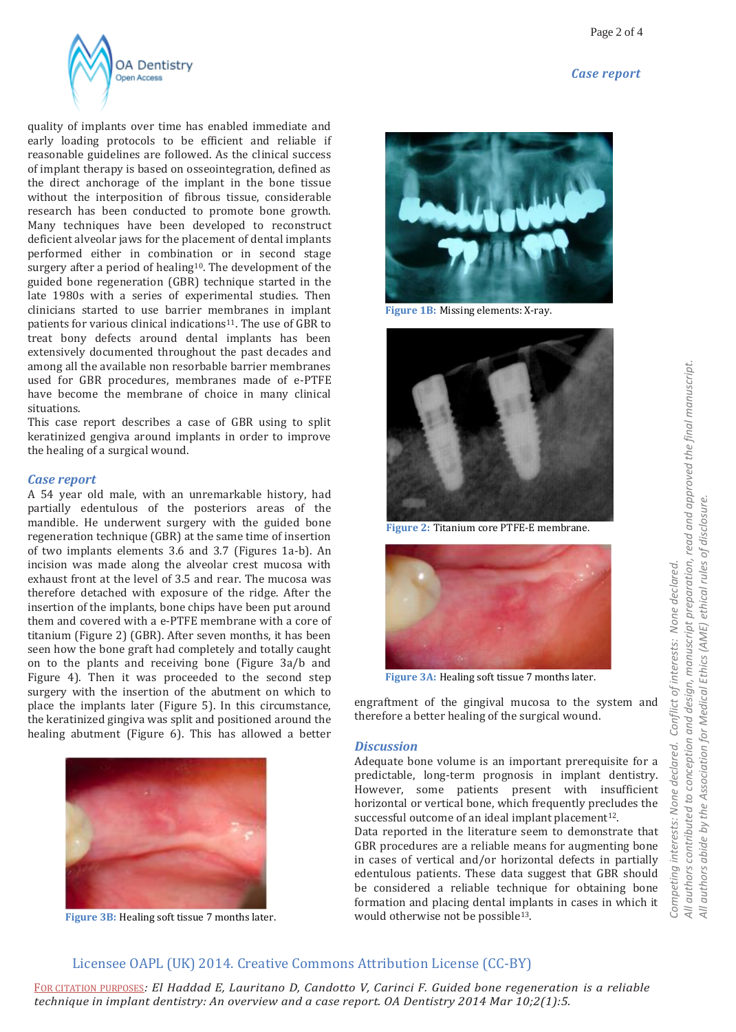quality of implants over time has enabled immediate and early loading protocols to be efficient and reliable if reasonable guidelines are followed. As the clinical success of implant therapy is based on osseointegration, defined as the direct anchorage of the implant in the bone tissue without the interposition of fibrous tissue, considerable research has been conducted to promote bone growth. Many techniques have been developed to reconstruct deficient alveolar jaws for the placement of dental implants performed either in combination or in second stage surgery after a period of healing[10]. The development of the guided bone regeneration (GBR) technique started in the late 1980s with a series of experimental studies. Then clinicians started to use barrier membranes in implant patients for various clinical indications[11]. The use of GBR to treat bony defects around dental implants has been extensively documented throughout the past decades and among all the available non resorbable barrier membranes used for GBR procedures, membranes made of e-PTFE have become the membrane of choice in many clinical situations.

This case report describes a case of GBR using to split keratinized gengiva around implants in order to improve the healing of a surgical wound.

## Case report

A 54 year old male, with an unremarkable history, had partially edentulous of the posteriors areas of the mandible. He underwent surgery with the guided bone regeneration technique (GBR) at the same time of insertion of two implants elements 3.6 and 3.7 (Figures 1a-b). An incision was made along the alveolar crest mucosa with exhaust front at the level of 3.5 and rear. The mucosa was therefore detached with exposure of the ridge. After the insertion of the implants, bone chips have been put around them and covered with a e-PTFE membrane with a core of titanium (Figure 2) (GBR). After seven months, it has been seen how the bone graft had completely and totally caught on to the plants and receiving bone (Figure 3a/b and Figure 4). Then it was proceeded to the second step surgery with the insertion of the abutment on which to place the implants later (Figure 5). In this circumstance, the keratinized gingiva was split and positioned around the healing abutment (Figure 6). This has allowed a better engraftment of the gingival mucosa to the system and therefore a better healing of the surgical wound.

**Figure 1B:** Missing elements: X-ray.

**Figure 2:** Titanium core PTFE-E membrane.

**Figure 3A:** Healing soft tissue 7 months later.

**Figure 3B:** Healing soft tissue 7 months later.

## Discussion

Adequate bone volume is an important prerequisite for a predictable, long-term prognosis in implant dentistry. However, some patients present with insufficient horizontal or vertical bone, which frequently precludes the successful outcome of an ideal implant placement[12].

Data reported in the literature seem to demonstrate that GBR procedures are a reliable means for augmenting bone in cases of vertical and/or horizontal defects in partially edentulous patients. These data suggest that GBR should be considered a reliable technique for obtaining bone formation and placing dental implants in cases in which it would otherwise not be possible[13].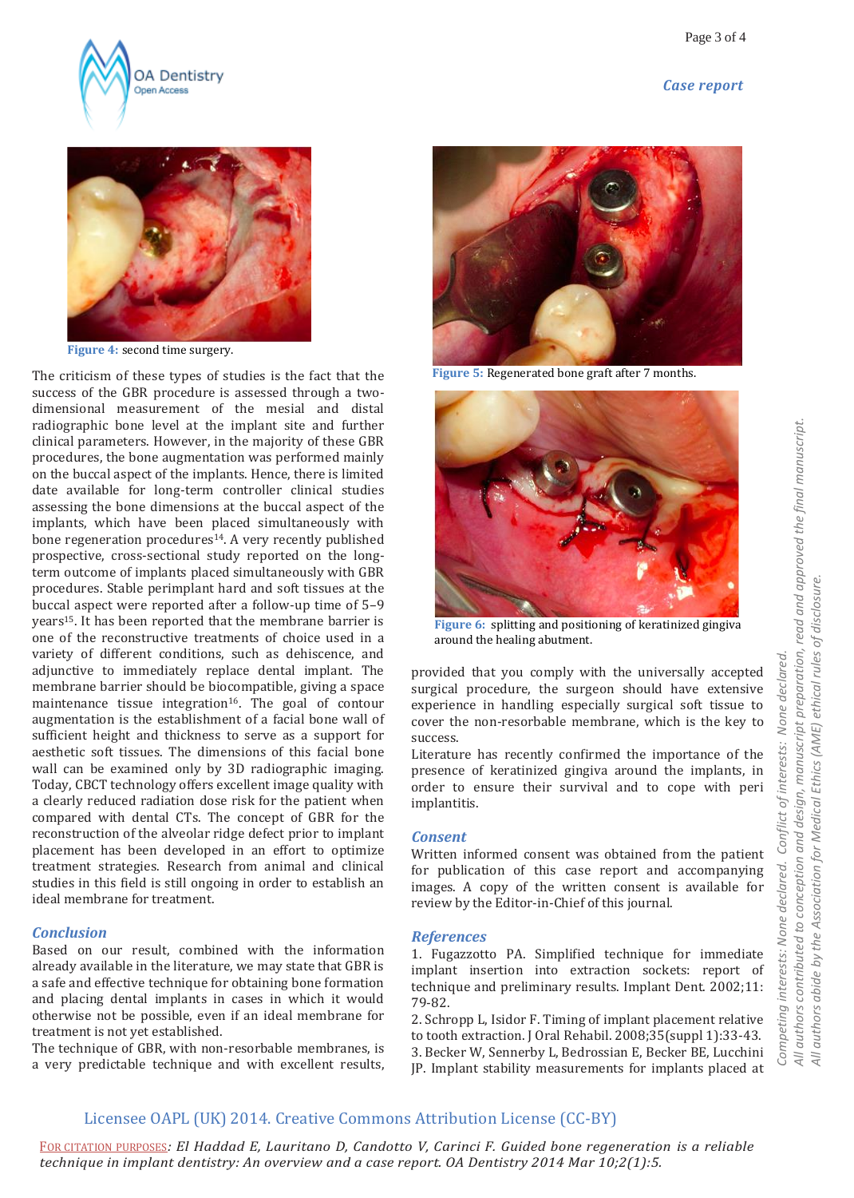Figure 4: second time surgery.

The criticism of these types of studies is the fact that the success of the GBR procedure is assessed through a two-dimensional measurement of the mesial and distal radiographic bone level at the implant site and further clinical parameters. However, in the majority of these GBR procedures, the bone augmentation was performed mainly on the buccal aspect of the implants. Hence, there is limited date available for long-term controller clinical studies assessing the bone dimensions at the buccal aspect of the implants, which have been placed simultaneously with bone regeneration procedures[14]. A very recently published prospective, cross-sectional study reported on the long-term outcome of implants placed simultaneously with GBR procedures. Stable perimplant hard and soft tissues at the buccal aspect were reported after a follow-up time of 5–9 years[15]. It has been reported that the membrane barrier is one of the reconstructive treatments of choice used in a variety of different conditions, such as dehiscence, and adjunctive to immediately replace dental implant. The membrane barrier should be biocompatible, giving a space maintenance tissue integration[16]. The goal of contour augmentation is the establishment of a facial bone wall of sufficient height and thickness to serve as a support for aesthetic soft tissues. The dimensions of this facial bone wall can be examined only by 3D radiographic imaging. Today, CBCT technology offers excellent image quality with a clearly reduced radiation dose risk for the patient when compared with dental CTs. The concept of GBR for the reconstruction of the alveolar ridge defect prior to implant placement has been developed in an effort to optimize treatment strategies. Research from animal and clinical studies in this field is still ongoing in order to establish an ideal membrane for treatment.

## Conclusion

Based on our result, combined with the information already available in the literature, we may state that GBR is a safe and effective technique for obtaining bone formation and placing dental implants in cases in which it would otherwise not be possible, even if an ideal membrane for treatment is not yet established.

The technique of GBR, with non-resorbable membranes, is a very predictable technique and with excellent results,

Figure 5: Regenerated bone graft after 7 months.

Figure 6: splitting and positioning of keratinized gingiva around the healing abutment.

provided that you comply with the universally accepted surgical procedure, the surgeon should have extensive experience in handling especially surgical soft tissue to cover the non-resorbable membrane, which is the key to success.

Literature has recently confirmed the importance of the presence of keratinized gingiva around the implants, in order to ensure their survival and to cope with peri implantitis.

## Consent

Written informed consent was obtained from the patient for publication of this case report and accompanying images. A copy of the written consent is available for review by the Editor-in-Chief of this journal.

## References

1. Fugazzotto PA. Simplified technique for immediate implant insertion into extraction sockets: report of technique and preliminary results. Implant Dent. 2002;11: 79-82.
2. Schropp L, Isidor F. Timing of implant placement relative to tooth extraction. J Oral Rehabil. 2008;35(suppl 1):33-43.
3. Becker W, Sennerby L, Bedrossian E, Becker BE, Lucchini JP. Implant stability measurements for implants placed at

Competing interests: None declared. Conflict of interests: None declared.
All authors contributed to conception and design, manuscript preparation, read and approved the final manuscript.
All authors abide by the Association for Medical Ethics (AME) ethical rules of disclosure.

Licensee OAPL (UK) 2014. Creative Commons Attribution License (CC-BY)

FOR CITATION PURPOSES: *El Haddad E, Lauritano D, Candotto V, Carinci F. Guided bone regeneration is a reliable technique in implant dentistry: An overview and a case report. OA Dentistry 2014 Mar 10;2(1):5.*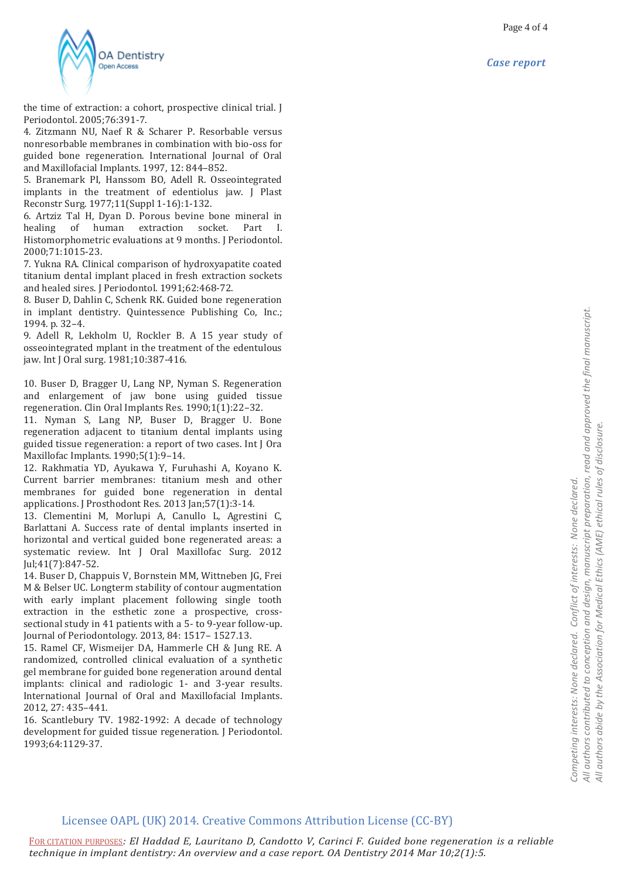the time of extraction: a cohort, prospective clinical trial. J Periodontol. 2005;76:391-7.

4. Zitzmann NU, Naef R & Scharer P. Resorbable versus nonresorbable membranes in combination with bio-oss for guided bone regeneration. International Journal of Oral and Maxillofacial Implants. 1997, 12: 844–852.

5. Branemark PI, Hansson BO, Adell R. Osseointegrated implants in the treatment of edentiolus jaw. J Plast Reconstr Surg. 1977;11(Suppl 1-16):1-132.

6. Artziz Tal H, Dyan D. Porous bevine bone mineral in healing of human extraction socket. Part I. Histomorphometric evaluations at 9 months. J Periodontol. 2000;71:1015-23.

7. Yukna RA. Clinical comparison of hydroxyapatite coated titanium dental implant placed in fresh extraction sockets and healed sires. J Periodontol. 1991;62:468-72.

8. Buser D, Dahlin C, Schenk RK. Guided bone regeneration in implant dentistry. Quintessence Publishing Co, Inc.; 1994. p. 32–4.

9. Adell R, Lekholm U, Rockler B. A 15 year study of osseointegrated mplant in the treatment of the edentulous jaw. Int J Oral surg. 1981;10:387-416.

10. Buser D, Bragger U, Lang NP, Nyman S. Regeneration and enlargement of jaw bone using guided tissue regeneration. Clin Oral Implants Res. 1990;1(1):22–32.

11. Nyman S, Lang NP, Buser D, Bragger U. Bone regeneration adjacent to titanium dental implants using guided tissue regeneration: a report of two cases. Int J Ora Maxillofac Implants. 1990;5(1):9–14.

12. Rakhmatia YD, Ayukawa Y, Furuhashi A, Koyano K. Current barrier membranes: titanium mesh and other membranes for guided bone regeneration in dental applications. J Prosthodont Res. 2013 Jan;57(1):3-14.

13. Clementini M, Morlupi A, Canullo L, Agrestini C, Barlattani A. Success rate of dental implants inserted in horizontal and vertical guided bone regenerated areas: a systematic review. Int J Oral Maxillofac Surg. 2012 Jul;41(7):847-52.

14. Buser D, Chappuis V, Bornstein MM, Wittneben JG, Frei M & Belser UC. Longterm stability of contour augmentation with early implant placement following single tooth extraction in the esthetic zone a prospective, cross-sectional study in 41 patients with a 5- to 9-year follow-up. Journal of Periodontology. 2013, 84: 1517– 1527.13.

15. Ramel CF, Wismeijer DA, Hammerle CH & Jung RE. A randomized, controlled clinical evaluation of a synthetic gel membrane for guided bone regeneration around dental implants: clinical and radiologic 1- and 3-year results. International Journal of Oral and Maxillofacial Implants. 2012, 27: 435–441.

16. Scantlebury TV. 1982-1992: A decade of technology development for guided tissue regeneration. J Periodontol. 1993;64:1129-37.

*Competing interests: None declared. Conflict of interests: None declared.*
*All authors contributed to conception and design, manuscript preparation, read and approved the final manuscript.*
*All authors abide by the Association for Medical Ethics (AME) ethical rules of disclosure.*

Licensee OAPL (UK) 2014. Creative Commons Attribution License (CC-BY)

FOR CITATION PURPOSES: *El Haddad E, Lauritano D, Candotto V, Carinci F. Guided bone regeneration is a reliable technique in implant dentistry: An overview and a case report. OA Dentistry 2014 Mar 10;2(1):5.*